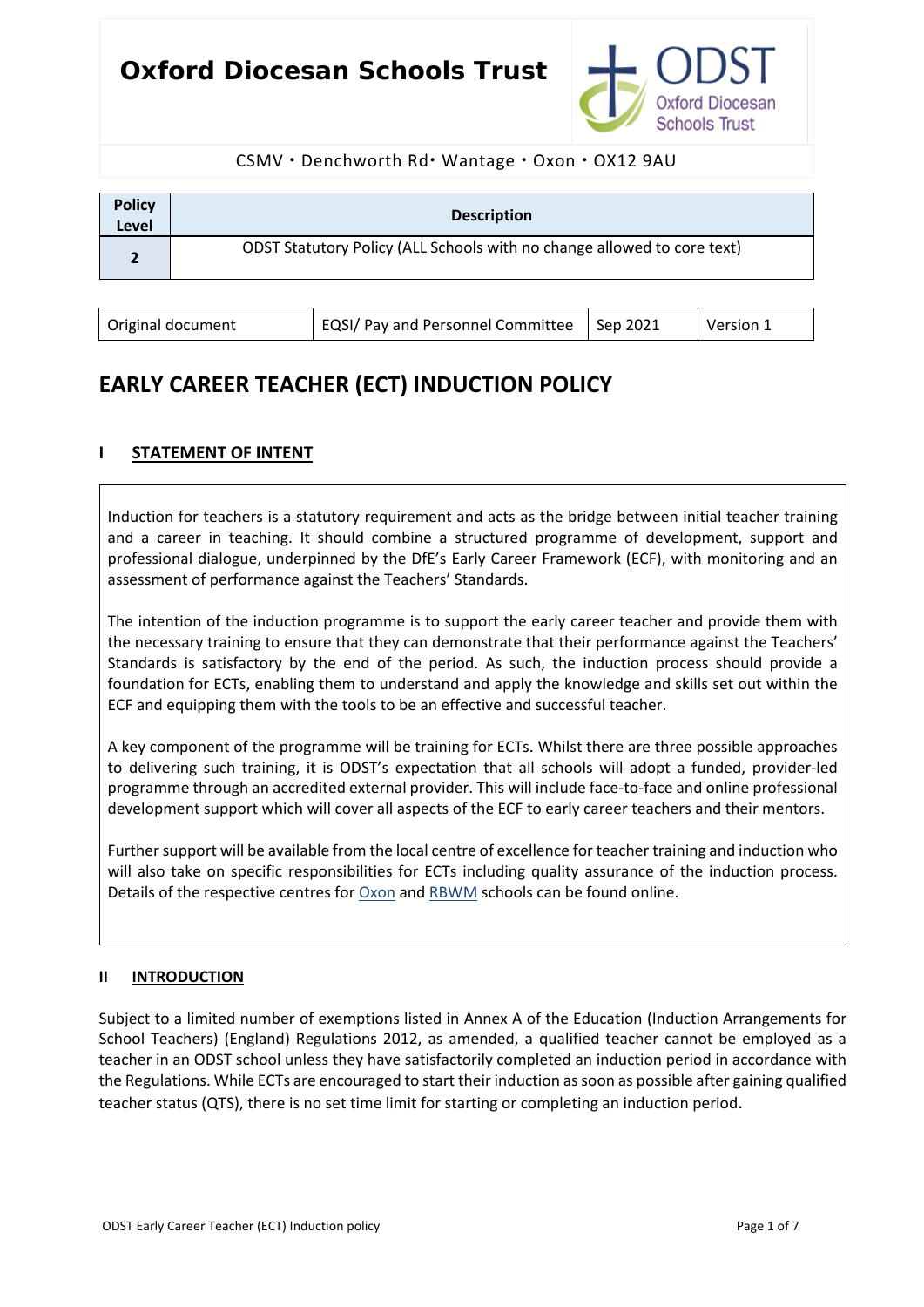# Oxford Diocesan Schools Trust

CSMV • Denchworth Rd• Wantage • Oxon • OX12 9AU

| Policy Level | Description |
|---|---|
| 2 | ODST Statutory Policy (ALL Schools with no change allowed to core text) |

| Original document | EQSI/ Pay and Personnel Committee | Sep 2021 | Version 1 |
|---|---|---|---|

## EARLY CAREER TEACHER (ECT) INDUCTION POLICY

### I STATEMENT OF INTENT

Induction for teachers is a statutory requirement and acts as the bridge between initial teacher training and a career in teaching. It should combine a structured programme of development, support and professional dialogue, underpinned by the DfE's Early Career Framework (ECF), with monitoring and an assessment of performance against the Teachers' Standards.

The intention of the induction programme is to support the early career teacher and provide them with the necessary training to ensure that they can demonstrate that their performance against the Teachers' Standards is satisfactory by the end of the period. As such, the induction process should provide a foundation for ECTs, enabling them to understand and apply the knowledge and skills set out within the ECF and equipping them with the tools to be an effective and successful teacher.

A key component of the programme will be training for ECTs. Whilst there are three possible approaches to delivering such training, it is ODST's expectation that all schools will adopt a funded, provider-led programme through an accredited external provider. This will include face-to-face and online professional development support which will cover all aspects of the ECF to early career teachers and their mentors.

Further support will be available from the local centre of excellence for teacher training and induction who will also take on specific responsibilities for ECTs including quality assurance of the induction process. Details of the respective centres for Oxon and RBWM schools can be found online.

### II INTRODUCTION

Subject to a limited number of exemptions listed in Annex A of the Education (Induction Arrangements for School Teachers) (England) Regulations 2012, as amended, a qualified teacher cannot be employed as a teacher in an ODST school unless they have satisfactorily completed an induction period in accordance with the Regulations. While ECTs are encouraged to start their induction as soon as possible after gaining qualified teacher status (QTS), there is no set time limit for starting or completing an induction period.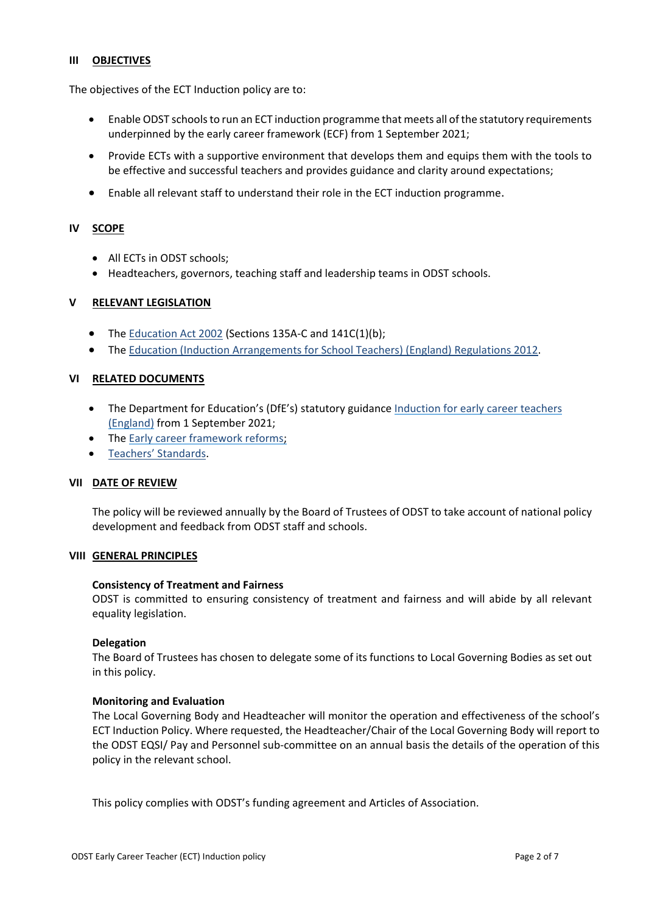## III OBJECTIVES

The objectives of the ECT Induction policy are to:

- Enable ODST schools to run an ECT induction programme that meets all of the statutory requirements underpinned by the early career framework (ECF) from 1 September 2021;
- Provide ECTs with a supportive environment that develops them and equips them with the tools to be effective and successful teachers and provides guidance and clarity around expectations;
- Enable all relevant staff to understand their role in the ECT induction programme.

## IV SCOPE

- All ECTs in ODST schools;
- Headteachers, governors, teaching staff and leadership teams in ODST schools.

## V RELEVANT LEGISLATION

- The Education Act 2002 (Sections 135A-C and 141C(1)(b);
- The Education (Induction Arrangements for School Teachers) (England) Regulations 2012.

## VI RELATED DOCUMENTS

- The Department for Education's (DfE's) statutory guidance Induction for early career teachers (England) from 1 September 2021;
- The Early career framework reforms;
- Teachers' Standards.

## VII DATE OF REVIEW

The policy will be reviewed annually by the Board of Trustees of ODST to take account of national policy development and feedback from ODST staff and schools.

## VIII GENERAL PRINCIPLES

**Consistency of Treatment and Fairness**
ODST is committed to ensuring consistency of treatment and fairness and will abide by all relevant equality legislation.

**Delegation**
The Board of Trustees has chosen to delegate some of its functions to Local Governing Bodies as set out in this policy.

**Monitoring and Evaluation**
The Local Governing Body and Headteacher will monitor the operation and effectiveness of the school's ECT Induction Policy. Where requested, the Headteacher/Chair of the Local Governing Body will report to the ODST EQSI/ Pay and Personnel sub-committee on an annual basis the details of the operation of this policy in the relevant school.

This policy complies with ODST's funding agreement and Articles of Association.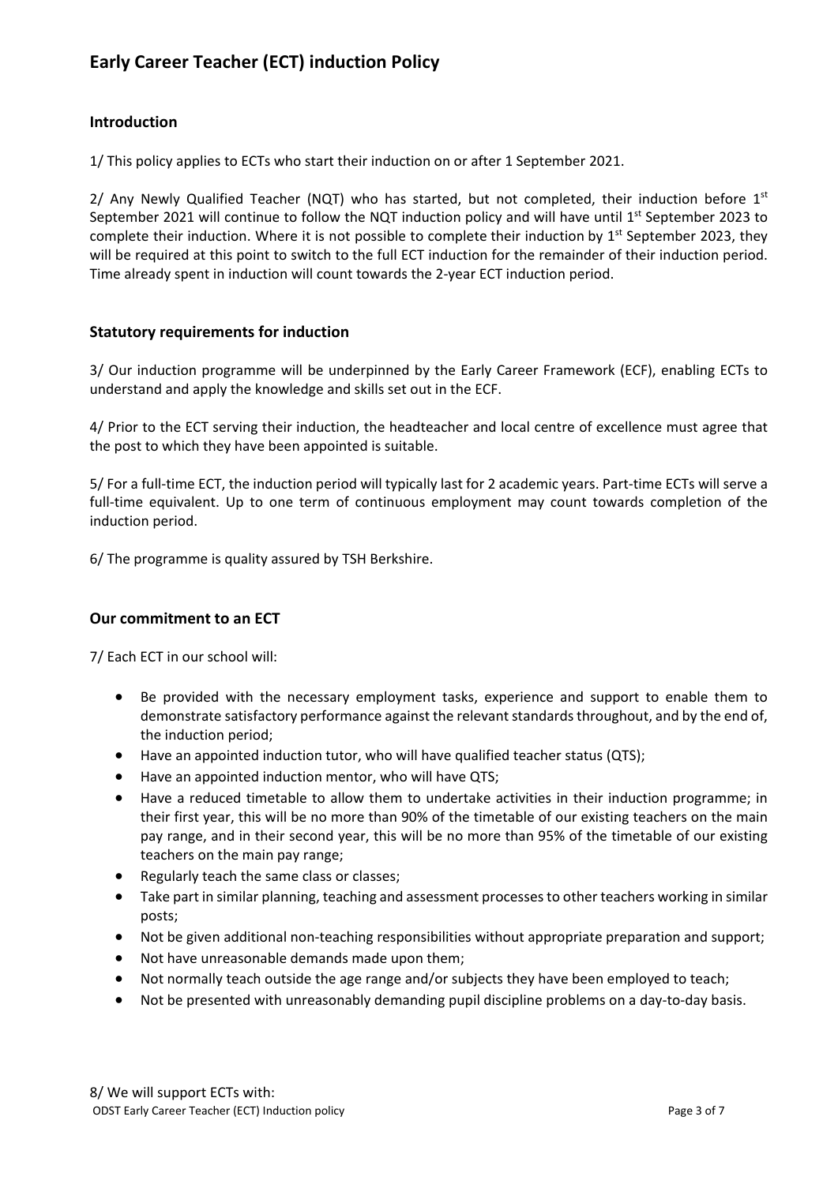# Early Career Teacher (ECT) induction Policy

## Introduction

1/ This policy applies to ECTs who start their induction on or after 1 September 2021.

2/ Any Newly Qualified Teacher (NQT) who has started, but not completed, their induction before 1st September 2021 will continue to follow the NQT induction policy and will have until 1st September 2023 to complete their induction. Where it is not possible to complete their induction by 1st September 2023, they will be required at this point to switch to the full ECT induction for the remainder of their induction period. Time already spent in induction will count towards the 2-year ECT induction period.

## Statutory requirements for induction

3/ Our induction programme will be underpinned by the Early Career Framework (ECF), enabling ECTs to understand and apply the knowledge and skills set out in the ECF.

4/ Prior to the ECT serving their induction, the headteacher and local centre of excellence must agree that the post to which they have been appointed is suitable.

5/ For a full-time ECT, the induction period will typically last for 2 academic years. Part-time ECTs will serve a full-time equivalent. Up to one term of continuous employment may count towards completion of the induction period.

6/ The programme is quality assured by TSH Berkshire.

## Our commitment to an ECT

7/ Each ECT in our school will:

- Be provided with the necessary employment tasks, experience and support to enable them to demonstrate satisfactory performance against the relevant standards throughout, and by the end of, the induction period;
- Have an appointed induction tutor, who will have qualified teacher status (QTS);
- Have an appointed induction mentor, who will have QTS;
- Have a reduced timetable to allow them to undertake activities in their induction programme; in their first year, this will be no more than 90% of the timetable of our existing teachers on the main pay range, and in their second year, this will be no more than 95% of the timetable of our existing teachers on the main pay range;
- Regularly teach the same class or classes;
- Take part in similar planning, teaching and assessment processes to other teachers working in similar posts;
- Not be given additional non-teaching responsibilities without appropriate preparation and support;
- Not have unreasonable demands made upon them;
- Not normally teach outside the age range and/or subjects they have been employed to teach;
- Not be presented with unreasonably demanding pupil discipline problems on a day-to-day basis.

8/ We will support ECTs with: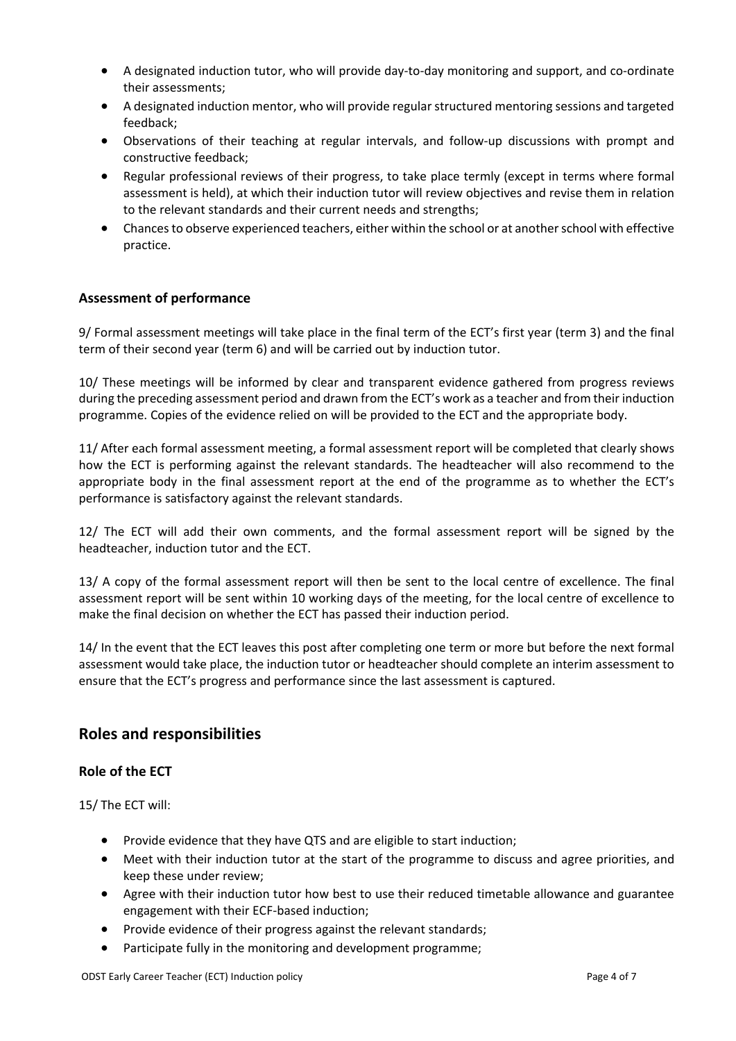- A designated induction tutor, who will provide day-to-day monitoring and support, and co-ordinate their assessments;
- A designated induction mentor, who will provide regular structured mentoring sessions and targeted feedback;
- Observations of their teaching at regular intervals, and follow-up discussions with prompt and constructive feedback;
- Regular professional reviews of their progress, to take place termly (except in terms where formal assessment is held), at which their induction tutor will review objectives and revise them in relation to the relevant standards and their current needs and strengths;
- Chances to observe experienced teachers, either within the school or at another school with effective practice.

### Assessment of performance

9/ Formal assessment meetings will take place in the final term of the ECT's first year (term 3) and the final term of their second year (term 6) and will be carried out by induction tutor.

10/ These meetings will be informed by clear and transparent evidence gathered from progress reviews during the preceding assessment period and drawn from the ECT's work as a teacher and from their induction programme. Copies of the evidence relied on will be provided to the ECT and the appropriate body.

11/ After each formal assessment meeting, a formal assessment report will be completed that clearly shows how the ECT is performing against the relevant standards. The headteacher will also recommend to the appropriate body in the final assessment report at the end of the programme as to whether the ECT's performance is satisfactory against the relevant standards.

12/ The ECT will add their own comments, and the formal assessment report will be signed by the headteacher, induction tutor and the ECT.

13/ A copy of the formal assessment report will then be sent to the local centre of excellence. The final assessment report will be sent within 10 working days of the meeting, for the local centre of excellence to make the final decision on whether the ECT has passed their induction period.

14/ In the event that the ECT leaves this post after completing one term or more but before the next formal assessment would take place, the induction tutor or headteacher should complete an interim assessment to ensure that the ECT's progress and performance since the last assessment is captured.

## Roles and responsibilities

### Role of the ECT

15/ The ECT will:

- Provide evidence that they have QTS and are eligible to start induction;
- Meet with their induction tutor at the start of the programme to discuss and agree priorities, and keep these under review;
- Agree with their induction tutor how best to use their reduced timetable allowance and guarantee engagement with their ECF-based induction;
- Provide evidence of their progress against the relevant standards;
- Participate fully in the monitoring and development programme;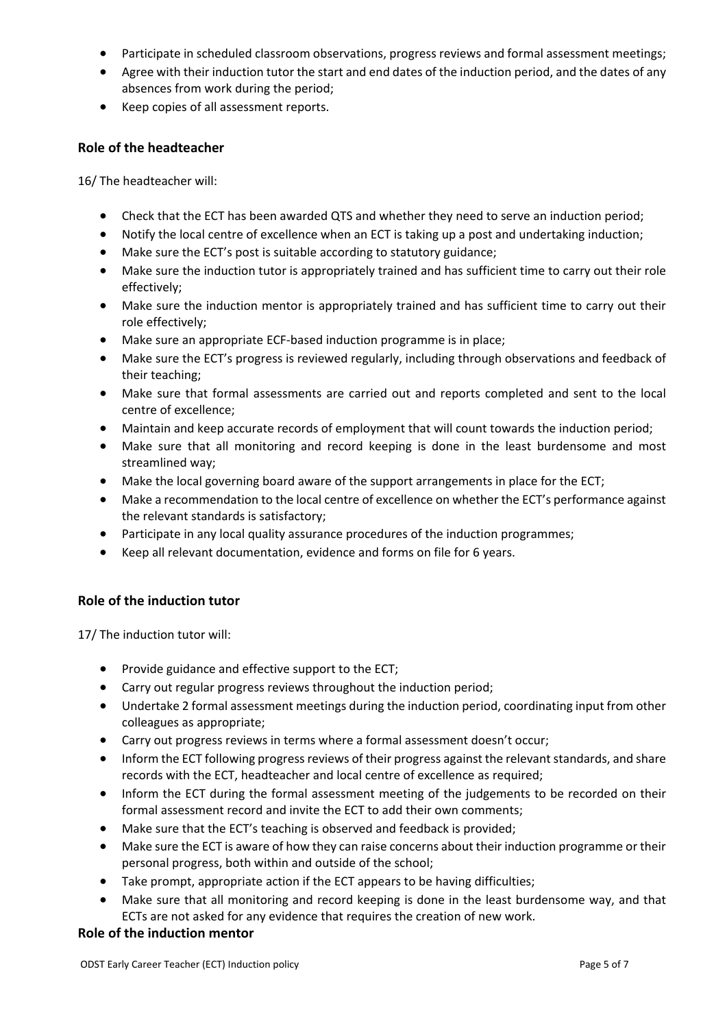- Participate in scheduled classroom observations, progress reviews and formal assessment meetings;
- Agree with their induction tutor the start and end dates of the induction period, and the dates of any absences from work during the period;
- Keep copies of all assessment reports.

### Role of the headteacher

16/ The headteacher will:

- Check that the ECT has been awarded QTS and whether they need to serve an induction period;
- Notify the local centre of excellence when an ECT is taking up a post and undertaking induction;
- Make sure the ECT's post is suitable according to statutory guidance;
- Make sure the induction tutor is appropriately trained and has sufficient time to carry out their role effectively;
- Make sure the induction mentor is appropriately trained and has sufficient time to carry out their role effectively;
- Make sure an appropriate ECF-based induction programme is in place;
- Make sure the ECT's progress is reviewed regularly, including through observations and feedback of their teaching;
- Make sure that formal assessments are carried out and reports completed and sent to the local centre of excellence;
- Maintain and keep accurate records of employment that will count towards the induction period;
- Make sure that all monitoring and record keeping is done in the least burdensome and most streamlined way;
- Make the local governing board aware of the support arrangements in place for the ECT;
- Make a recommendation to the local centre of excellence on whether the ECT's performance against the relevant standards is satisfactory;
- Participate in any local quality assurance procedures of the induction programmes;
- Keep all relevant documentation, evidence and forms on file for 6 years.

### Role of the induction tutor

17/ The induction tutor will:

- Provide guidance and effective support to the ECT;
- Carry out regular progress reviews throughout the induction period;
- Undertake 2 formal assessment meetings during the induction period, coordinating input from other colleagues as appropriate;
- Carry out progress reviews in terms where a formal assessment doesn't occur;
- Inform the ECT following progress reviews of their progress against the relevant standards, and share records with the ECT, headteacher and local centre of excellence as required;
- Inform the ECT during the formal assessment meeting of the judgements to be recorded on their formal assessment record and invite the ECT to add their own comments;
- Make sure that the ECT's teaching is observed and feedback is provided;
- Make sure the ECT is aware of how they can raise concerns about their induction programme or their personal progress, both within and outside of the school;
- Take prompt, appropriate action if the ECT appears to be having difficulties;
- Make sure that all monitoring and record keeping is done in the least burdensome way, and that ECTs are not asked for any evidence that requires the creation of new work.

### Role of the induction mentor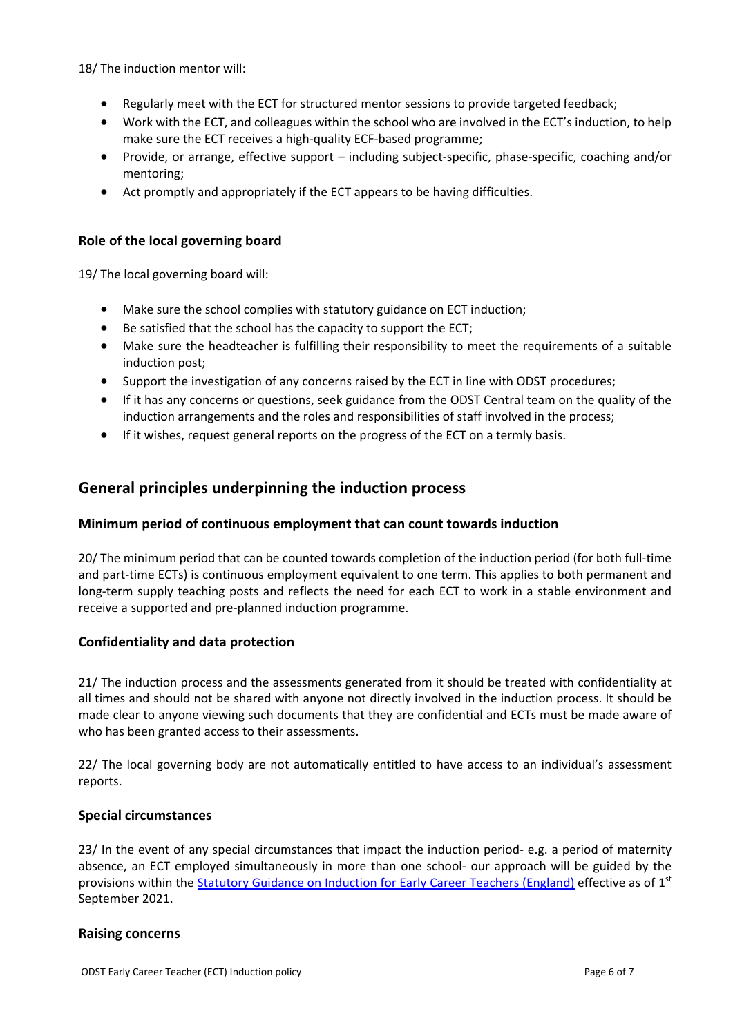18/ The induction mentor will:

- Regularly meet with the ECT for structured mentor sessions to provide targeted feedback;
- Work with the ECT, and colleagues within the school who are involved in the ECT's induction, to help make sure the ECT receives a high-quality ECF-based programme;
- Provide, or arrange, effective support – including subject-specific, phase-specific, coaching and/or mentoring;
- Act promptly and appropriately if the ECT appears to be having difficulties.

### Role of the local governing board

19/ The local governing board will:

- Make sure the school complies with statutory guidance on ECT induction;
- Be satisfied that the school has the capacity to support the ECT;
- Make sure the headteacher is fulfilling their responsibility to meet the requirements of a suitable induction post;
- Support the investigation of any concerns raised by the ECT in line with ODST procedures;
- If it has any concerns or questions, seek guidance from the ODST Central team on the quality of the induction arrangements and the roles and responsibilities of staff involved in the process;
- If it wishes, request general reports on the progress of the ECT on a termly basis.

## General principles underpinning the induction process

### Minimum period of continuous employment that can count towards induction

20/ The minimum period that can be counted towards completion of the induction period (for both full-time and part-time ECTs) is continuous employment equivalent to one term. This applies to both permanent and long-term supply teaching posts and reflects the need for each ECT to work in a stable environment and receive a supported and pre-planned induction programme.

### Confidentiality and data protection

21/ The induction process and the assessments generated from it should be treated with confidentiality at all times and should not be shared with anyone not directly involved in the induction process. It should be made clear to anyone viewing such documents that they are confidential and ECTs must be made aware of who has been granted access to their assessments.

22/ The local governing body are not automatically entitled to have access to an individual's assessment reports.

### Special circumstances

23/ In the event of any special circumstances that impact the induction period- e.g. a period of maternity absence, an ECT employed simultaneously in more than one school- our approach will be guided by the provisions within the Statutory Guidance on Induction for Early Career Teachers (England) effective as of 1st September 2021.

### Raising concerns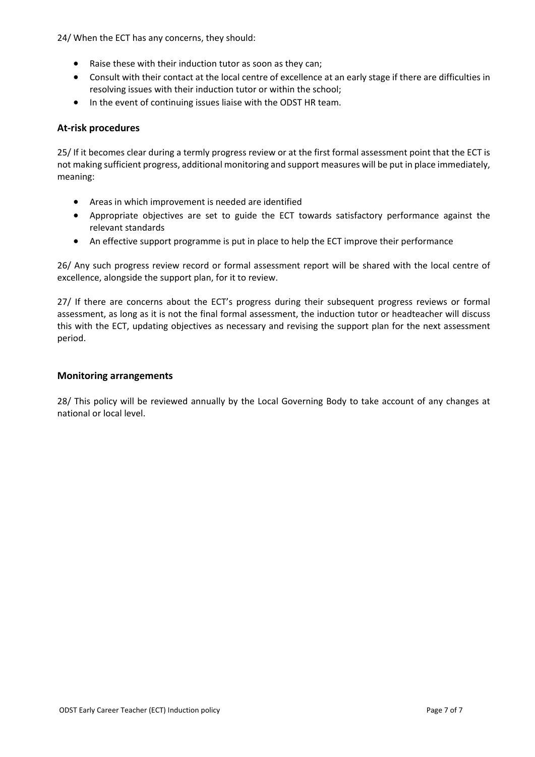24/ When the ECT has any concerns, they should:

- Raise these with their induction tutor as soon as they can;
- Consult with their contact at the local centre of excellence at an early stage if there are difficulties in resolving issues with their induction tutor or within the school;
- In the event of continuing issues liaise with the ODST HR team.

## At-risk procedures

25/ If it becomes clear during a termly progress review or at the first formal assessment point that the ECT is not making sufficient progress, additional monitoring and support measures will be put in place immediately, meaning:

- Areas in which improvement is needed are identified
- Appropriate objectives are set to guide the ECT towards satisfactory performance against the relevant standards
- An effective support programme is put in place to help the ECT improve their performance

26/ Any such progress review record or formal assessment report will be shared with the local centre of excellence, alongside the support plan, for it to review.

27/ If there are concerns about the ECT's progress during their subsequent progress reviews or formal assessment, as long as it is not the final formal assessment, the induction tutor or headteacher will discuss this with the ECT, updating objectives as necessary and revising the support plan for the next assessment period.

## Monitoring arrangements

28/ This policy will be reviewed annually by the Local Governing Body to take account of any changes at national or local level.